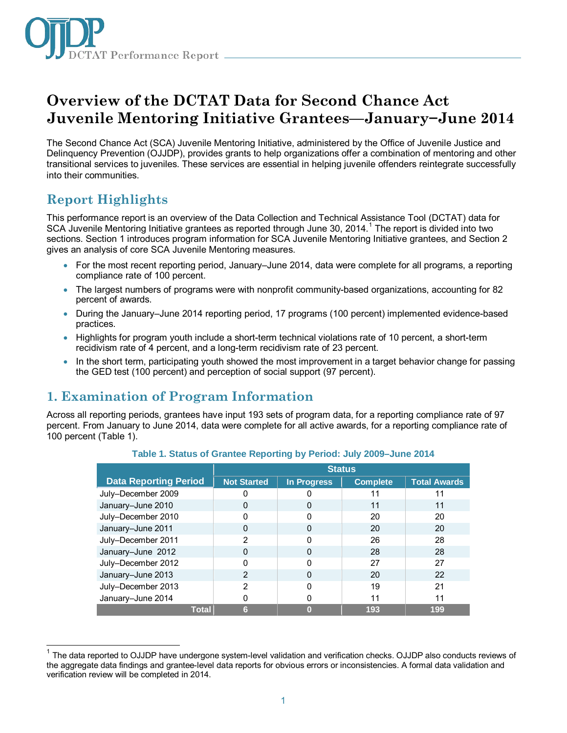# Overview of the DCTAT Data for Second Chance Act Juvenile Mentoring Initiative Grantees—January–June 2014

The Second Chance Act (SCA) Juvenile Mentoring Initiative, administered by the Office of Juvenile Justice and Delinquency Prevention (OJJDP), provides grants to help organizations offer a combination of mentoring and other transitional services to juveniles. These services are essential in helping juvenile offenders reintegrate successfully into their communities.

## Report Highlights

This performance report is an overview of the Data Collection and Technical Assistance Tool (DCTAT) data for SCA Juvenile Mentoring Initiative grantees as reported through June 30, 2014.[1] The report is divided into two sections. Section 1 introduces program information for SCA Juvenile Mentoring Initiative grantees, and Section 2 gives an analysis of core SCA Juvenile Mentoring measures.

- For the most recent reporting period, January–June 2014, data were complete for all programs, a reporting compliance rate of 100 percent.
- The largest numbers of programs were with nonprofit community-based organizations, accounting for 82 percent of awards.
- During the January–June 2014 reporting period, 17 programs (100 percent) implemented evidence-based practices.
- Highlights for program youth include a short-term technical violations rate of 10 percent, a short-term recidivism rate of 4 percent, and a long-term recidivism rate of 23 percent.
- In the short term, participating youth showed the most improvement in a target behavior change for passing the GED test (100 percent) and perception of social support (97 percent).

## 1. Examination of Program Information

Across all reporting periods, grantees have input 193 sets of program data, for a reporting compliance rate of 97 percent. From January to June 2014, data were complete for all active awards, for a reporting compliance rate of 100 percent (Table 1).

**Table 1. Status of Grantee Reporting by Period: July 2009–June 2014**

| Data Reporting Period | Status | | | |
|---|---|---|---|---|
| | Not Started | In Progress | Complete | Total Awards |
| July–December 2009 | 0 | 0 | 11 | 11 |
| January–June 2010 | 0 | 0 | 11 | 11 |
| July–December 2010 | 0 | 0 | 20 | 20 |
| January–June 2011 | 0 | 0 | 20 | 20 |
| July–December 2011 | 2 | 0 | 26 | 28 |
| January–June 2012 | 0 | 0 | 28 | 28 |
| July–December 2012 | 0 | 0 | 27 | 27 |
| January–June 2013 | 2 | 0 | 20 | 22 |
| July–December 2013 | 2 | 0 | 19 | 21 |
| January–June 2014 | 0 | 0 | 11 | 11 |
| **Total** | **6** | **0** | **193** | **199** |

[1] The data reported to OJJDP have undergone system-level validation and verification checks. OJJDP also conducts reviews of the aggregate data findings and grantee-level data reports for obvious errors or inconsistencies. A formal data validation and verification review will be completed in 2014.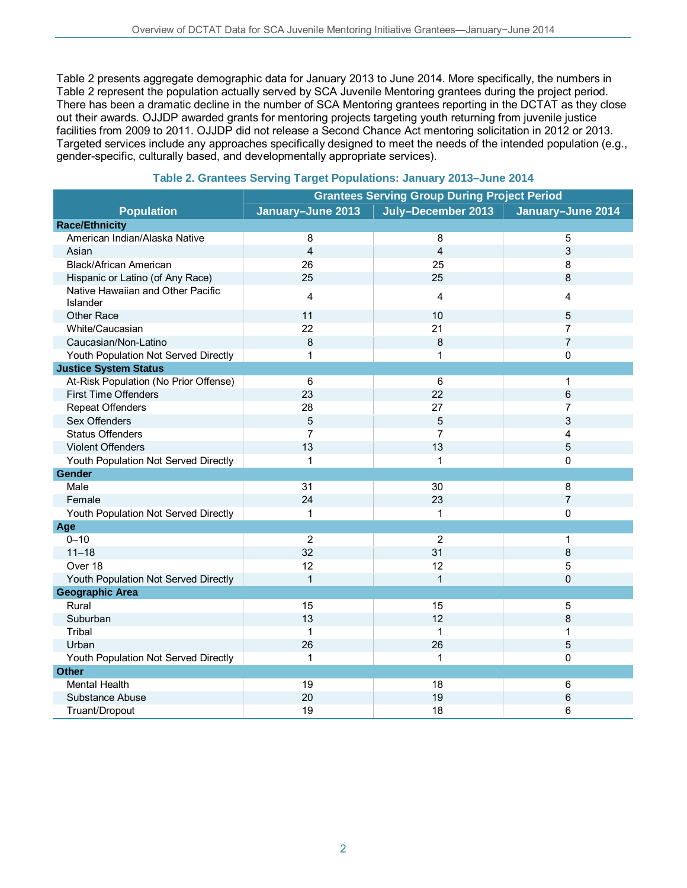Table 2 presents aggregate demographic data for January 2013 to June 2014. More specifically, the numbers in Table 2 represent the population actually served by SCA Juvenile Mentoring grantees during the project period. There has been a dramatic decline in the number of SCA Mentoring grantees reporting in the DCTAT as they close out their awards. OJJDP awarded grants for mentoring projects targeting youth returning from juvenile justice facilities from 2009 to 2011. OJJDP did not release a Second Chance Act mentoring solicitation in 2012 or 2013. Targeted services include any approaches specifically designed to meet the needs of the intended population (e.g., gender-specific, culturally based, and developmentally appropriate services).

**Table 2. Grantees Serving Target Populations: January 2013–June 2014**

| Population | Grantees Serving Group During Project Period | | |
|---|---|---|---|
| | January–June 2013 | July–December 2013 | January–June 2014 |
| **Race/Ethnicity** | | | |
| American Indian/Alaska Native | 8 | 8 | 5 |
| Asian | 4 | 4 | 3 |
| Black/African American | 26 | 25 | 8 |
| Hispanic or Latino (of Any Race) | 25 | 25 | 8 |
| Native Hawaiian and Other Pacific Islander | 4 | 4 | 4 |
| Other Race | 11 | 10 | 5 |
| White/Caucasian | 22 | 21 | 7 |
| Caucasian/Non-Latino | 8 | 8 | 7 |
| Youth Population Not Served Directly | 1 | 1 | 0 |
| **Justice System Status** | | | |
| At-Risk Population (No Prior Offense) | 6 | 6 | 1 |
| First Time Offenders | 23 | 22 | 6 |
| Repeat Offenders | 28 | 27 | 7 |
| Sex Offenders | 5 | 5 | 3 |
| Status Offenders | 7 | 7 | 4 |
| Violent Offenders | 13 | 13 | 5 |
| Youth Population Not Served Directly | 1 | 1 | 0 |
| **Gender** | | | |
| Male | 31 | 30 | 8 |
| Female | 24 | 23 | 7 |
| Youth Population Not Served Directly | 1 | 1 | 0 |
| **Age** | | | |
| 0–10 | 2 | 2 | 1 |
| 11–18 | 32 | 31 | 8 |
| Over 18 | 12 | 12 | 5 |
| Youth Population Not Served Directly | 1 | 1 | 0 |
| **Geographic Area** | | | |
| Rural | 15 | 15 | 5 |
| Suburban | 13 | 12 | 8 |
| Tribal | 1 | 1 | 1 |
| Urban | 26 | 26 | 5 |
| Youth Population Not Served Directly | 1 | 1 | 0 |
| **Other** | | | |
| Mental Health | 19 | 18 | 6 |
| Substance Abuse | 20 | 19 | 6 |
| Truant/Dropout | 19 | 18 | 6 |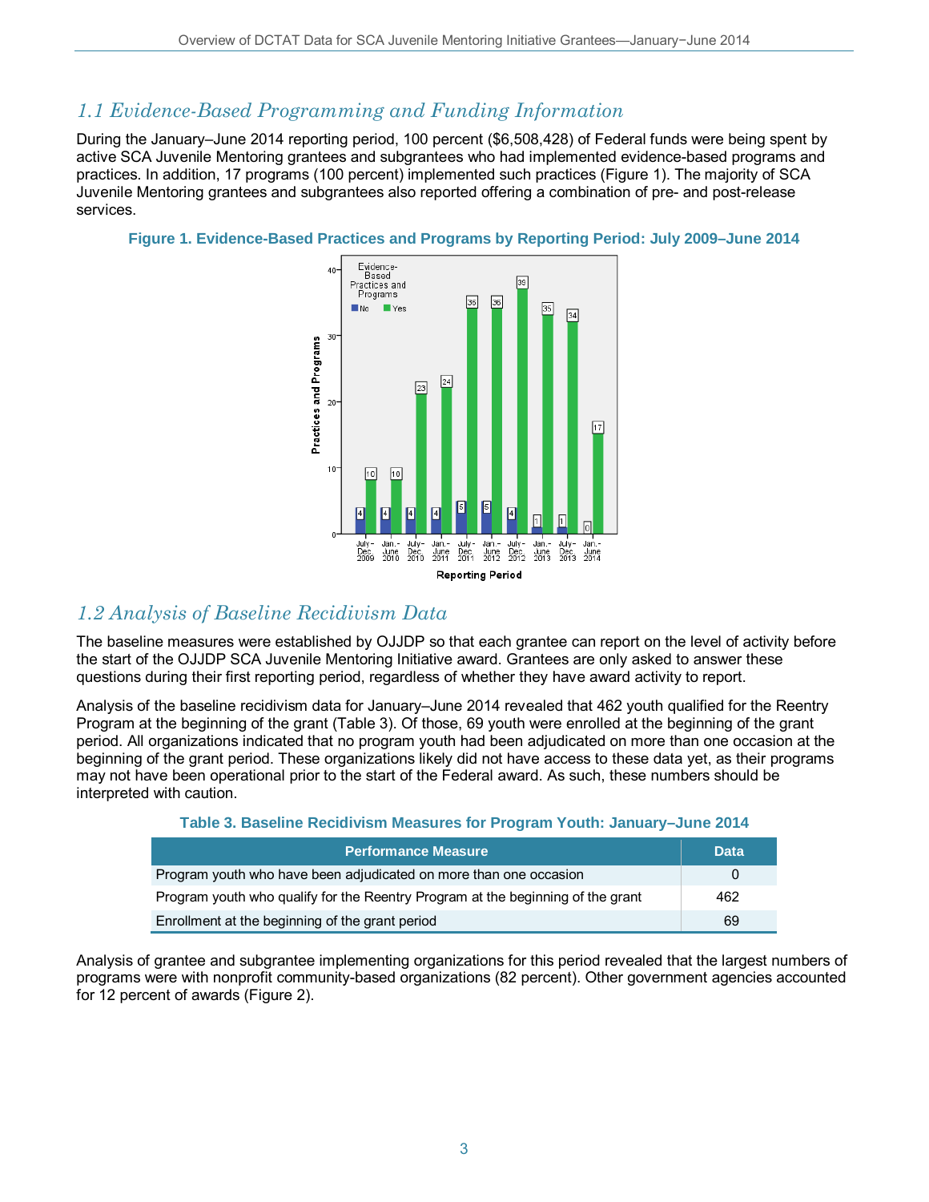## *1.1 Evidence-Based Programming and Funding Information*

During the January–June 2014 reporting period, 100 percent ($6,508,428) of Federal funds were being spent by active SCA Juvenile Mentoring grantees and subgrantees who had implemented evidence-based programs and practices. In addition, 17 programs (100 percent) implemented such practices (Figure 1). The majority of SCA Juvenile Mentoring grantees and subgrantees also reported offering a combination of pre- and post-release services.

**Figure 1. Evidence-Based Practices and Programs by Reporting Period: July 2009–June 2014**

| Reporting Period | No | Yes |
|---|---|---|
| July–Dec. 2009 | 4 | 10 |
| Jan.–June 2010 | 4 | 10 |
| July–Dec. 2010 | 4 | 23 |
| Jan.–June 2011 | 4 | 24 |
| July–Dec. 2011 | 5 | 36 |
| Jan.–June 2012 | 5 | 36 |
| July–Dec. 2012 | 4 | 39 |
| Jan.–June 2013 | 1 | 35 |
| July–Dec. 2013 | 1 | 34 |
| Jan.–June 2014 | 0 | 17 |

## *1.2 Analysis of Baseline Recidivism Data*

The baseline measures were established by OJJDP so that each grantee can report on the level of activity before the start of the OJJDP SCA Juvenile Mentoring Initiative award. Grantees are only asked to answer these questions during their first reporting period, regardless of whether they have award activity to report.

Analysis of the baseline recidivism data for January–June 2014 revealed that 462 youth qualified for the Reentry Program at the beginning of the grant (Table 3). Of those, 69 youth were enrolled at the beginning of the grant period. All organizations indicated that no program youth had been adjudicated on more than one occasion at the beginning of the grant period. These organizations likely did not have access to these data yet, as their programs may not have been operational prior to the start of the Federal award. As such, these numbers should be interpreted with caution.

**Table 3. Baseline Recidivism Measures for Program Youth: January–June 2014**

| Performance Measure | Data |
|---|---|
| Program youth who have been adjudicated on more than one occasion | 0 |
| Program youth who qualify for the Reentry Program at the beginning of the grant | 462 |
| Enrollment at the beginning of the grant period | 69 |

Analysis of grantee and subgrantee implementing organizations for this period revealed that the largest numbers of programs were with nonprofit community-based organizations (82 percent). Other government agencies accounted for 12 percent of awards (Figure 2).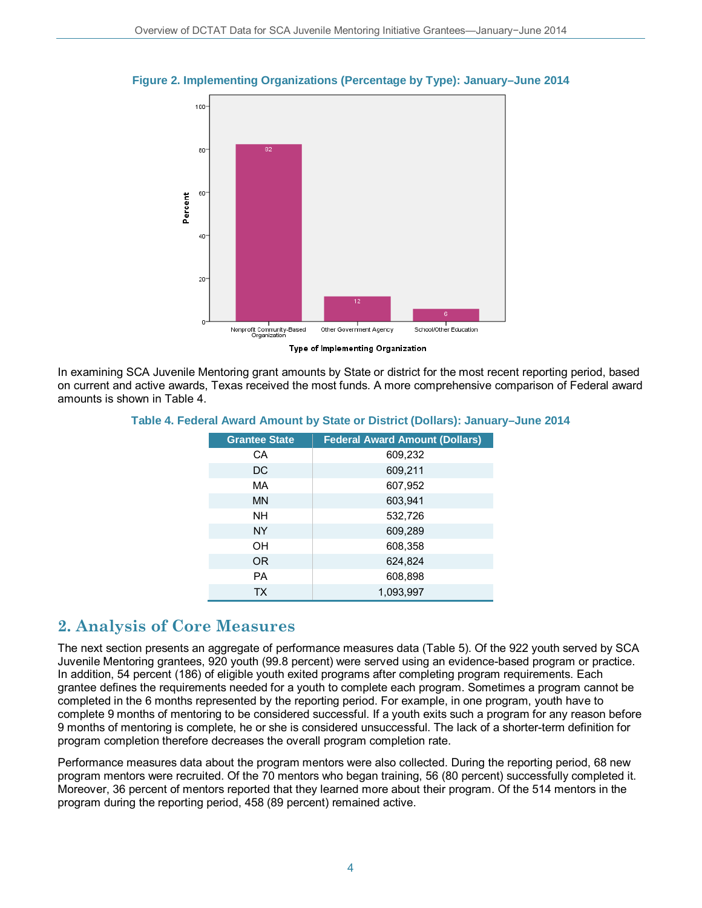**Figure 2. Implementing Organizations (Percentage by Type): January–June 2014**

In examining SCA Juvenile Mentoring grant amounts by State or district for the most recent reporting period, based on current and active awards, Texas received the most funds. A more comprehensive comparison of Federal award amounts is shown in Table 4.

**Table 4. Federal Award Amount by State or District (Dollars): January–June 2014**

| Grantee State | Federal Award Amount (Dollars) |
|---|---|
| CA | 609,232 |
| DC | 609,211 |
| MA | 607,952 |
| MN | 603,941 |
| NH | 532,726 |
| NY | 609,289 |
| OH | 608,358 |
| OR | 624,824 |
| PA | 608,898 |
| TX | 1,093,997 |

## 2. Analysis of Core Measures

The next section presents an aggregate of performance measures data (Table 5). Of the 922 youth served by SCA Juvenile Mentoring grantees, 920 youth (99.8 percent) were served using an evidence-based program or practice. In addition, 54 percent (186) of eligible youth exited programs after completing program requirements. Each grantee defines the requirements needed for a youth to complete each program. Sometimes a program cannot be completed in the 6 months represented by the reporting period. For example, in one program, youth have to complete 9 months of mentoring to be considered successful. If a youth exits such a program for any reason before 9 months of mentoring is complete, he or she is considered unsuccessful. The lack of a shorter-term definition for program completion therefore decreases the overall program completion rate.

Performance measures data about the program mentors were also collected. During the reporting period, 68 new program mentors were recruited. Of the 70 mentors who began training, 56 (80 percent) successfully completed it. Moreover, 36 percent of mentors reported that they learned more about their program. Of the 514 mentors in the program during the reporting period, 458 (89 percent) remained active.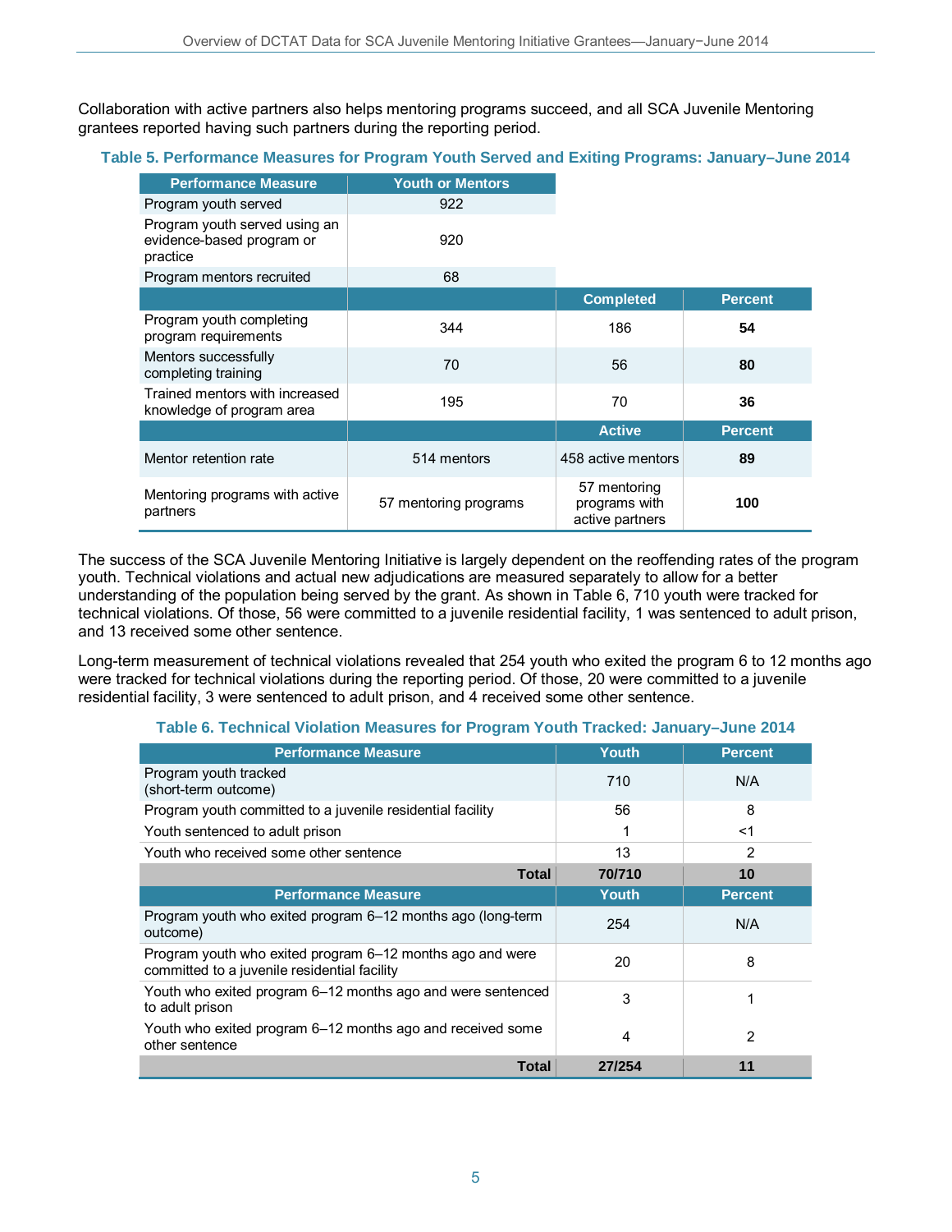Collaboration with active partners also helps mentoring programs succeed, and all SCA Juvenile Mentoring grantees reported having such partners during the reporting period.

**Table 5. Performance Measures for Program Youth Served and Exiting Programs: January–June 2014**

| Performance Measure | Youth or Mentors | | |
|---|---|---|---|
| Program youth served | 922 | | |
| Program youth served using an evidence-based program or practice | 920 | | |
| Program mentors recruited | 68 | | |
| | | **Completed** | **Percent** |
| Program youth completing program requirements | 344 | 186 | **54** |
| Mentors successfully completing training | 70 | 56 | **80** |
| Trained mentors with increased knowledge of program area | 195 | 70 | **36** |
| | | **Active** | **Percent** |
| Mentor retention rate | 514 mentors | 458 active mentors | **89** |
| Mentoring programs with active partners | 57 mentoring programs | 57 mentoring programs with active partners | **100** |

The success of the SCA Juvenile Mentoring Initiative is largely dependent on the reoffending rates of the program youth. Technical violations and actual new adjudications are measured separately to allow for a better understanding of the population being served by the grant. As shown in Table 6, 710 youth were tracked for technical violations. Of those, 56 were committed to a juvenile residential facility, 1 was sentenced to adult prison, and 13 received some other sentence.

Long-term measurement of technical violations revealed that 254 youth who exited the program 6 to 12 months ago were tracked for technical violations during the reporting period. Of those, 20 were committed to a juvenile residential facility, 3 were sentenced to adult prison, and 4 received some other sentence.

**Table 6. Technical Violation Measures for Program Youth Tracked: January–June 2014**

| Performance Measure | Youth | Percent |
|---|---|---|
| Program youth tracked (short-term outcome) | 710 | N/A |
| Program youth committed to a juvenile residential facility | 56 | 8 |
| Youth sentenced to adult prison | 1 | <1 |
| Youth who received some other sentence | 13 | 2 |
| **Total** | **70/710** | **10** |
| **Performance Measure** | **Youth** | **Percent** |
| Program youth who exited program 6–12 months ago (long-term outcome) | 254 | N/A |
| Program youth who exited program 6–12 months ago and were committed to a juvenile residential facility | 20 | 8 |
| Youth who exited program 6–12 months ago and were sentenced to adult prison | 3 | 1 |
| Youth who exited program 6–12 months ago and received some other sentence | 4 | 2 |
| **Total** | **27/254** | **11** |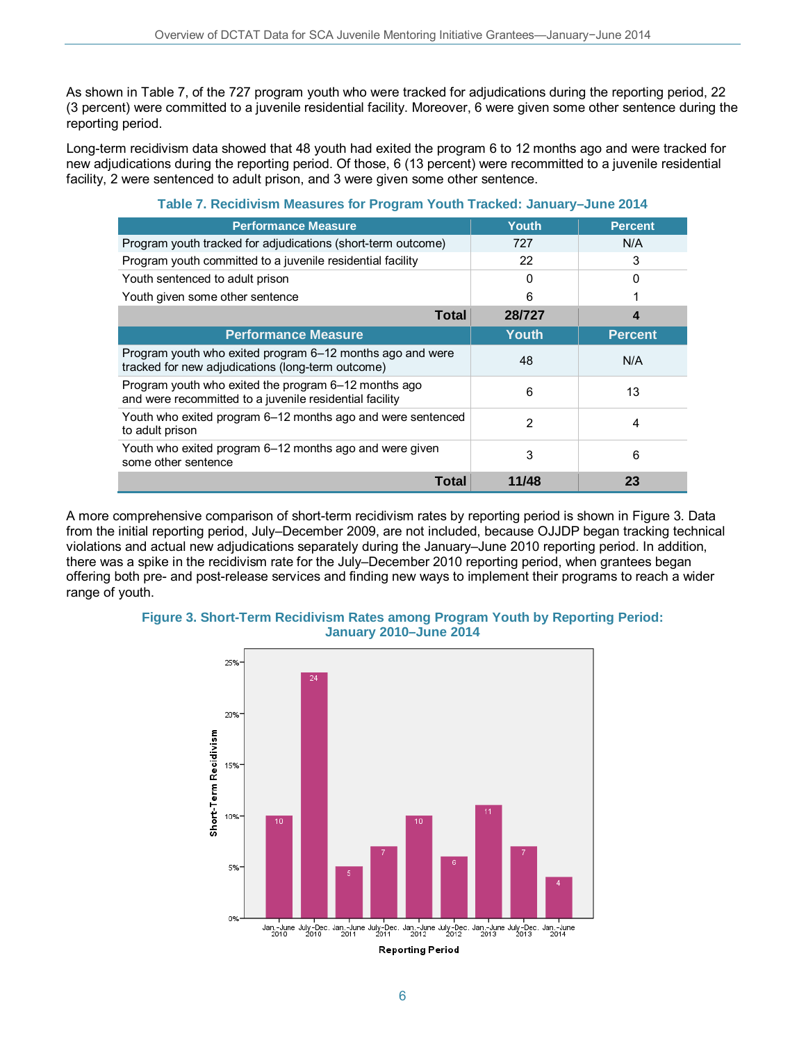As shown in Table 7, of the 727 program youth who were tracked for adjudications during the reporting period, 22 (3 percent) were committed to a juvenile residential facility. Moreover, 6 were given some other sentence during the reporting period.

Long-term recidivism data showed that 48 youth had exited the program 6 to 12 months ago and were tracked for new adjudications during the reporting period. Of those, 6 (13 percent) were recommitted to a juvenile residential facility, 2 were sentenced to adult prison, and 3 were given some other sentence.

**Table 7. Recidivism Measures for Program Youth Tracked: January–June 2014**

| Performance Measure | Youth | Percent |
|---|---|---|
| Program youth tracked for adjudications (short-term outcome) | 727 | N/A |
| Program youth committed to a juvenile residential facility | 22 | 3 |
| Youth sentenced to adult prison | 0 | 0 |
| Youth given some other sentence | 6 | 1 |
| **Total** | **28/727** | **4** |
| **Performance Measure** | **Youth** | **Percent** |
| Program youth who exited program 6–12 months ago and were tracked for new adjudications (long-term outcome) | 48 | N/A |
| Program youth who exited the program 6–12 months ago and were recommitted to a juvenile residential facility | 6 | 13 |
| Youth who exited program 6–12 months ago and were sentenced to adult prison | 2 | 4 |
| Youth who exited program 6–12 months ago and were given some other sentence | 3 | 6 |
| **Total** | **11/48** | **23** |

A more comprehensive comparison of short-term recidivism rates by reporting period is shown in Figure 3. Data from the initial reporting period, July–December 2009, are not included, because OJJDP began tracking technical violations and actual new adjudications separately during the January–June 2010 reporting period. In addition, there was a spike in the recidivism rate for the July–December 2010 reporting period, when grantees began offering both pre- and post-release services and finding new ways to implement their programs to reach a wider range of youth.

**Figure 3. Short-Term Recidivism Rates among Program Youth by Reporting Period: January 2010–June 2014**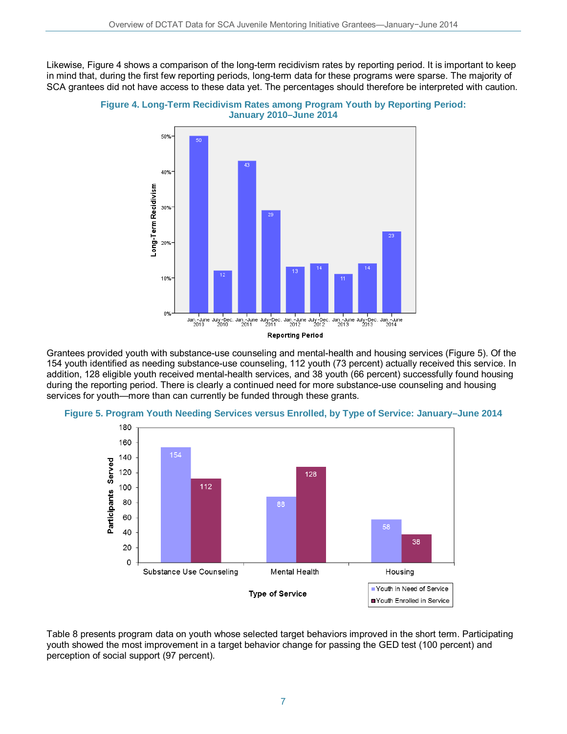Likewise, Figure 4 shows a comparison of the long-term recidivism rates by reporting period. It is important to keep in mind that, during the first few reporting periods, long-term data for these programs were sparse. The majority of SCA grantees did not have access to these data yet. The percentages should therefore be interpreted with caution.

**Figure 4. Long-Term Recidivism Rates among Program Youth by Reporting Period: January 2010–June 2014**

Grantees provided youth with substance-use counseling and mental-health and housing services (Figure 5). Of the 154 youth identified as needing substance-use counseling, 112 youth (73 percent) actually received this service. In addition, 128 eligible youth received mental-health services, and 38 youth (66 percent) successfully found housing during the reporting period. There is clearly a continued need for more substance-use counseling and housing services for youth—more than can currently be funded through these grants.

**Figure 5. Program Youth Needing Services versus Enrolled, by Type of Service: January–June 2014**

Table 8 presents program data on youth whose selected target behaviors improved in the short term. Participating youth showed the most improvement in a target behavior change for passing the GED test (100 percent) and perception of social support (97 percent).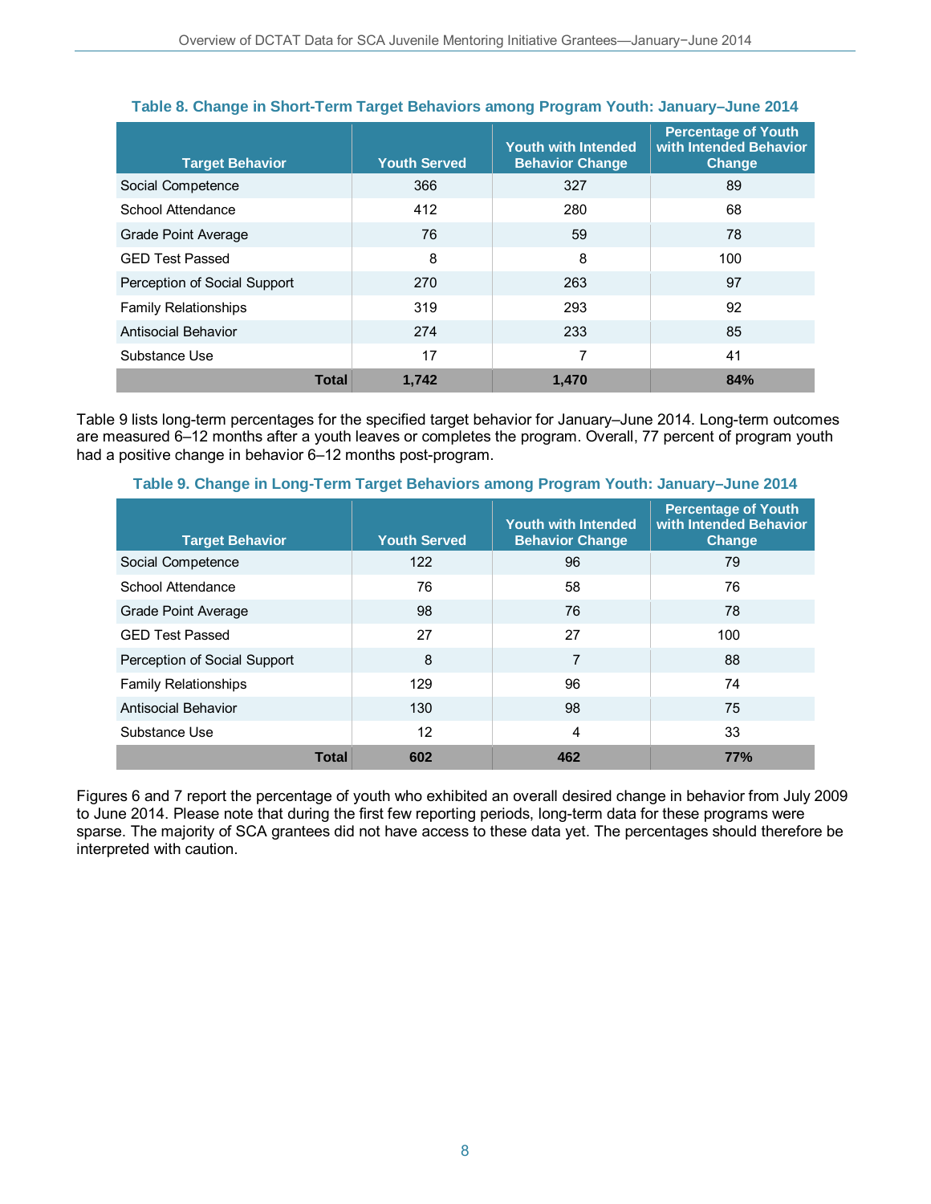**Table 8. Change in Short-Term Target Behaviors among Program Youth: January–June 2014**

| Target Behavior | Youth Served | Youth with Intended Behavior Change | Percentage of Youth with Intended Behavior Change |
|---|---|---|---|
| Social Competence | 366 | 327 | 89 |
| School Attendance | 412 | 280 | 68 |
| Grade Point Average | 76 | 59 | 78 |
| GED Test Passed | 8 | 8 | 100 |
| Perception of Social Support | 270 | 263 | 97 |
| Family Relationships | 319 | 293 | 92 |
| Antisocial Behavior | 274 | 233 | 85 |
| Substance Use | 17 | 7 | 41 |
| **Total** | **1,742** | **1,470** | **84%** |

Table 9 lists long-term percentages for the specified target behavior for January–June 2014. Long-term outcomes are measured 6–12 months after a youth leaves or completes the program. Overall, 77 percent of program youth had a positive change in behavior 6–12 months post-program.

**Table 9. Change in Long-Term Target Behaviors among Program Youth: January–June 2014**

| Target Behavior | Youth Served | Youth with Intended Behavior Change | Percentage of Youth with Intended Behavior Change |
|---|---|---|---|
| Social Competence | 122 | 96 | 79 |
| School Attendance | 76 | 58 | 76 |
| Grade Point Average | 98 | 76 | 78 |
| GED Test Passed | 27 | 27 | 100 |
| Perception of Social Support | 8 | 7 | 88 |
| Family Relationships | 129 | 96 | 74 |
| Antisocial Behavior | 130 | 98 | 75 |
| Substance Use | 12 | 4 | 33 |
| **Total** | **602** | **462** | **77%** |

Figures 6 and 7 report the percentage of youth who exhibited an overall desired change in behavior from July 2009 to June 2014. Please note that during the first few reporting periods, long-term data for these programs were sparse. The majority of SCA grantees did not have access to these data yet. The percentages should therefore be interpreted with caution.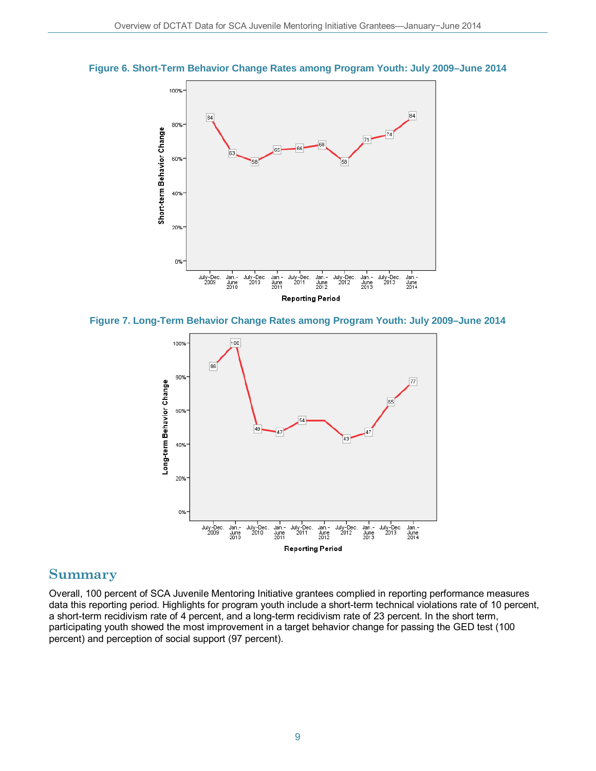**Figure 6. Short-Term Behavior Change Rates among Program Youth: July 2009–June 2014**

Short-term Behavior Change

100%
80%
60%
40%
20%
0%

84
63
58
65
66
68
58
71
74
84

July-Dec. 2009
Jan.-June 2010
July-Dec. 2010
Jan.-June 2011
July-Dec. 2011
Jan.-June 2012
July-Dec. 2012
Jan.-June 2013
July-Dec. 2013
Jan.-June 2014

Reporting Period

**Figure 7. Long-Term Behavior Change Rates among Program Youth: July 2009–June 2014**

Long-term Behavior Change

100%
80%
60%
40%
20%
0%

86
100
49
47
54
43
47
65
77

July-Dec. 2009
Jan.-June 2010
July-Dec. 2010
Jan.-June 2011
July-Dec. 2011
Jan.-June 2012
July-Dec. 2012
Jan.-June 2013
July-Dec. 2013
Jan.-June 2014

Reporting Period

## Summary

Overall, 100 percent of SCA Juvenile Mentoring Initiative grantees complied in reporting performance measures data this reporting period. Highlights for program youth include a short-term technical violations rate of 10 percent, a short-term recidivism rate of 4 percent, and a long-term recidivism rate of 23 percent. In the short term, participating youth showed the most improvement in a target behavior change for passing the GED test (100 percent) and perception of social support (97 percent).